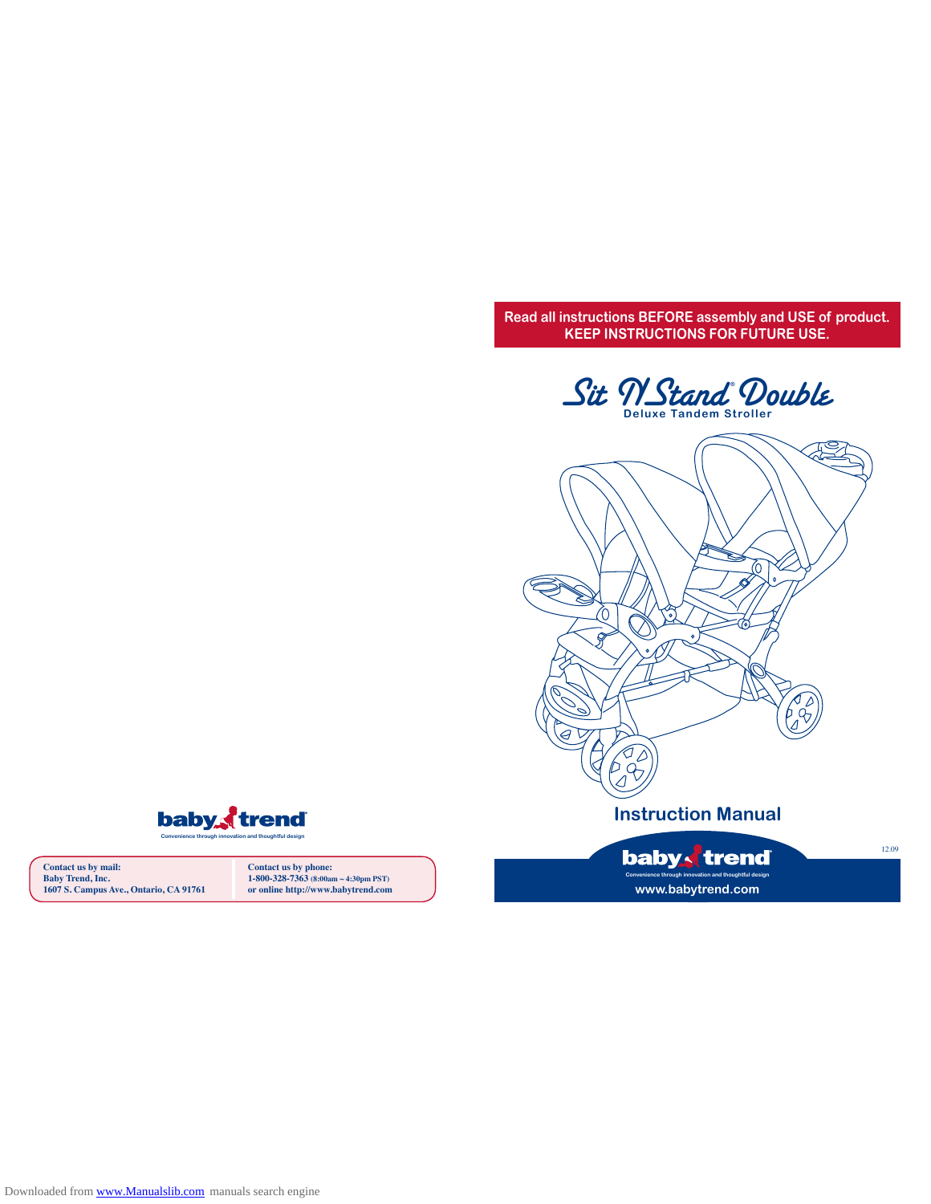**Read all instructions BEFORE assembly and USE of product.**
**KEEP INSTRUCTIONS FOR FUTURE USE.**

# Sit N' Stand® Double

**Deluxe Tandem Stroller**

## Instruction Manual

baby trend®

Convenience through innovation and thoughtful design

www.babytrend.com

12.09

baby trend®

Convenience through innovation and thoughtful design

**Contact us by mail:**
**Baby Trend, Inc.**
**1607 S. Campus Ave., Ontario, CA 91761**

**Contact us by phone:**
**1-800-328-7363 (8:00am ~ 4:30pm PST)**
**or online http://www.babytrend.com**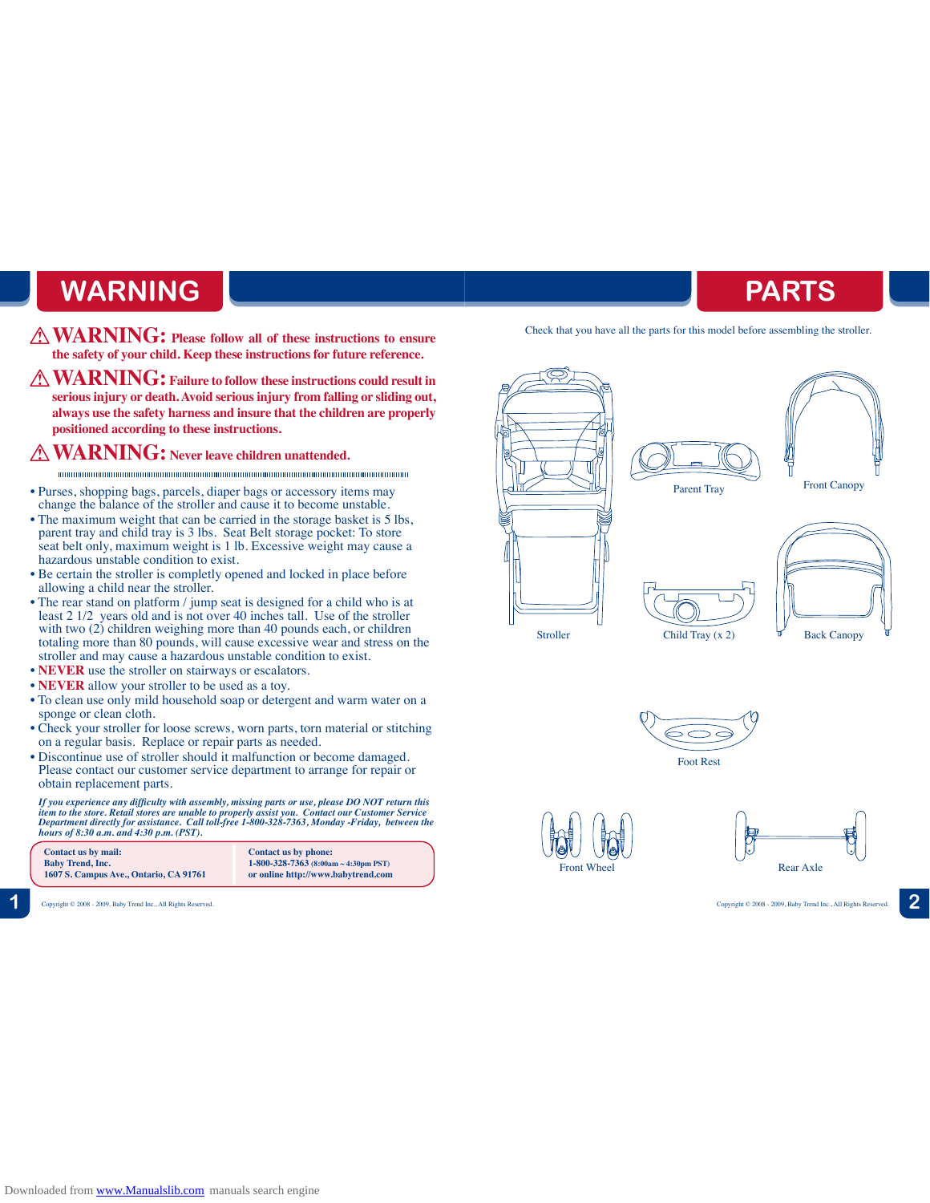# WARNING

**⚠ WARNING: Please follow all of these instructions to ensure the safety of your child. Keep these instructions for future reference.**

**⚠ WARNING: Failure to follow these instructions could result in serious injury or death. Avoid serious injury from falling or sliding out, always use the safety harness and insure that the children are properly positioned according to these instructions.**

**⚠ WARNING: Never leave children unattended.**

- Purses, shopping bags, parcels, diaper bags or accessory items may change the balance of the stroller and cause it to become unstable.
- The maximum weight that can be carried in the storage basket is 5 lbs, parent tray and child tray is 3 lbs. Seat Belt storage pocket: To store seat belt only, maximum weight is 1 lb. Excessive weight may cause a hazardous unstable condition to exist.
- Be certain the stroller is completly opened and locked in place before allowing a child near the stroller.
- The rear stand on platform / jump seat is designed for a child who is at least 2 1/2 years old and is not over 40 inches tall. Use of the stroller with two (2) children weighing more than 40 pounds each, or children totaling more than 80 pounds, will cause excessive wear and stress on the stroller and may cause a hazardous unstable condition to exist.
- **NEVER** use the stroller on stairways or escalators.
- **NEVER** allow your stroller to be used as a toy.
- To clean use only mild household soap or detergent and warm water on a sponge or clean cloth.
- Check your stroller for loose screws, worn parts, torn material or stitching on a regular basis. Replace or repair parts as needed.
- Discontinue use of stroller should it malfunction or become damaged. Please contact our customer service department to arrange for repair or obtain replacement parts.

***If you experience any difficulty with assembly, missing parts or use, please DO NOT return this item to the store. Retail stores are unable to properly assist you. Contact our Customer Service Department directly for assistance. Call toll-free 1-800-328-7363, Monday -Friday, between the hours of 8:30 a.m. and 4:30 p.m. (PST).***

**Contact us by mail:**
**Baby Trend, Inc.**
**1607 S. Campus Ave., Ontario, CA 91761**

**Contact us by phone:**
**1-800-328-7363** (8:00am ~ 4:30pm PST)
**or online http://www.babytrend.com**

Copyright © 2008 - 2009, Baby Trend Inc., All Rights Reserved.

# PARTS

Check that you have all the parts for this model before assembling the stroller.

Stroller

Parent Tray

Front Canopy

Child Tray (x 2)

Back Canopy

Foot Rest

Front Wheel

Rear Axle

Copyright © 2008 - 2009, Baby Trend Inc., All Rights Reserved.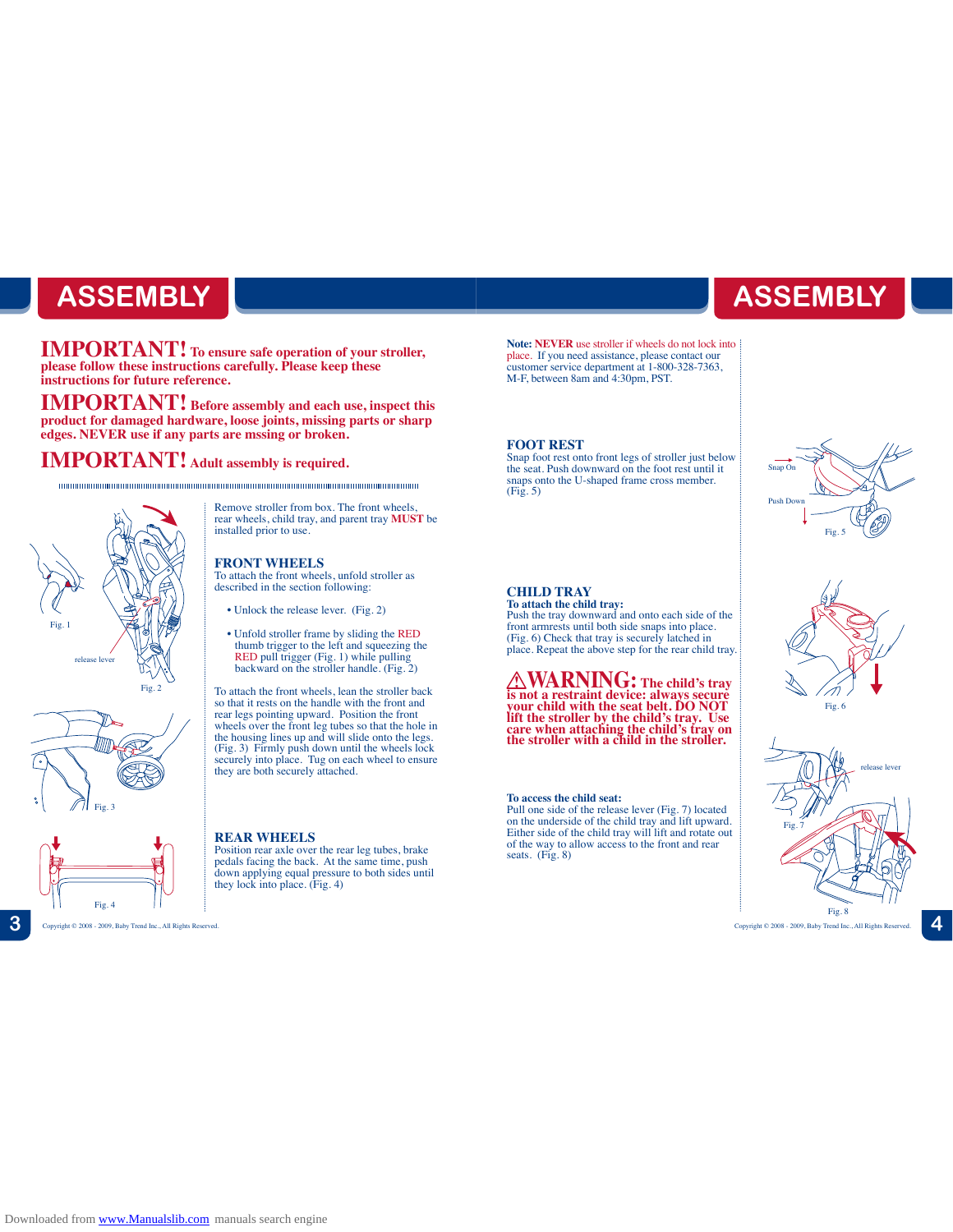# ASSEMBLY

**IMPORTANT! To ensure safe operation of your stroller, please follow these instructions carefully. Please keep these instructions for future reference.**

**IMPORTANT! Before assembly and each use, inspect this product for damaged hardware, loose joints, missing parts or sharp edges. NEVER use if any parts are mssing or broken.**

**IMPORTANT! Adult assembly is required.**

Fig. 1

release lever

Fig. 2

Fig. 3

Fig. 4

Remove stroller from box. The front wheels, rear wheels, child tray, and parent tray **MUST** be installed prior to use.

## FRONT WHEELS

To attach the front wheels, unfold stroller as described in the section following:

- Unlock the release lever. (Fig. 2)
- Unfold stroller frame by sliding the RED thumb trigger to the left and squeezing the RED pull trigger (Fig. 1) while pulling backward on the stroller handle. (Fig. 2)

To attach the front wheels, lean the stroller back so that it rests on the handle with the front and rear legs pointing upward. Position the front wheels over the front leg tubes so that the hole in the housing lines up and will slide onto the legs. (Fig. 3) Firmly push down until the wheels lock securely into place. Tug on each wheel to ensure they are both securely attached.

## REAR WHEELS

Position rear axle over the rear leg tubes, brake pedals facing the back. At the same time, push down applying equal pressure to both sides until they lock into place. (Fig. 4)

**Note: NEVER** use stroller if wheels do not lock into place. If you need assistance, please contact our customer service department at 1-800-328-7363, M-F, between 8am and 4:30pm, PST.

## FOOT REST

Snap foot rest onto front legs of stroller just below the seat. Push downward on the foot rest until it snaps onto the U-shaped frame cross member. (Fig. 5)

Snap On

Push Down

Fig. 5

## CHILD TRAY

**To attach the child tray:**

Push the tray downward and onto each side of the front armrests until both side snaps into place. (Fig. 6) Check that tray is securely latched in place. Repeat the above step for the rear child tray.

Fig. 6

**⚠WARNING: The child's tray is not a restraint device: always secure your child with the seat belt. DO NOT lift the stroller by the child's tray. Use care when attaching the child's tray on the stroller with a child in the stroller.**

**To access the child seat:**

Pull one side of the release lever (Fig. 7) located on the underside of the child tray and lift upward. Either side of the child tray will lift and rotate out of the way to allow access to the front and rear seats. (Fig. 8)

release lever

Fig. 7

Fig. 8

Copyright © 2008 - 2009, Baby Trend Inc., All Rights Reserved.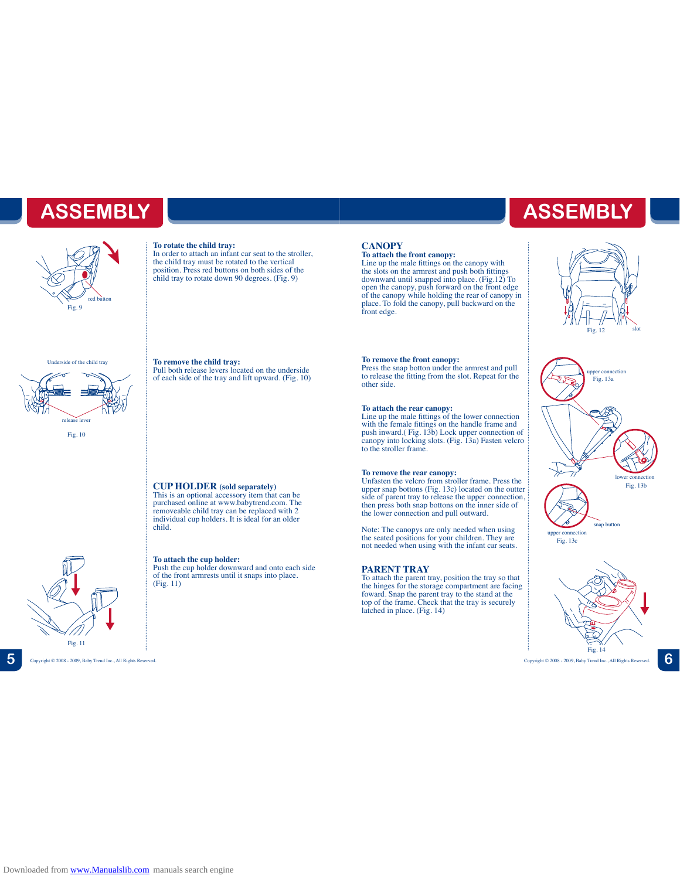# ASSEMBLY

red button

Fig. 9

**To rotate the child tray:**
In order to attach an infant car seat to the stroller, the child tray must be rotated to the vertical position. Press red buttons on both sides of the child tray to rotate down 90 degrees. (Fig. 9)

Underside of the child tray

release lever

Fig. 10

**To remove the child tray:**
Pull both release levers located on the underside of each side of the tray and lift upward. (Fig. 10)

## CUP HOLDER (sold separately)

This is an optional accessory item that can be purchased online at www.babytrend.com. The removeable child tray can be replaced with 2 individual cup holders. It is ideal for an older child.

Fig. 11

**To attach the cup holder:**
Push the cup holder downward and onto each side of the front armrests until it snaps into place. (Fig. 11)

Copyright © 2008 - 2009, Baby Trend Inc., All Rights Reserved.

# ASSEMBLY

## CANOPY

**To attach the front canopy:**
Line up the male fittings on the canopy with the slots on the armrest and push both fittings downward until snapped into place. (Fig.12) To open the canopy, push forward on the front edge of the canopy while holding the rear of canopy in place. To fold the canopy, pull backward on the front edge.

Fig. 12 slot

**To remove the front canopy:**
Press the snap botton under the armrest and pull to release the fitting from the slot. Repeat for the other side.

upper connection
Fig. 13a

**To attach the rear canopy:**
Line up the male fittings of the lower connection with the female fittings on the handle frame and push inward.( Fig. 13b) Lock upper connection of canopy into locking slots. (Fig. 13a) Fasten velcro to the stroller frame.

lower connection
Fig. 13b

**To remove the rear canopy:**
Unfasten the velcro from stroller frame. Press the upper snap bottons (Fig. 13c) located on the outter side of parent tray to release the upper connection, then press both snap bottons on the inner side of the lower connection and pull outward.

snap button
upper connection
Fig. 13c

Note: The canopys are only needed when using the seated positions for your children. They are not needed when using with the infant car seats.

## PARENT TRAY

To attach the parent tray, position the tray so that the hinges for the storage compartment are facing foward. Snap the parent tray to the stand at the top of the frame. Check that the tray is securely latched in place. (Fig. 14)

Fig. 14

Copyright © 2008 - 2009, Baby Trend Inc., All Rights Reserved.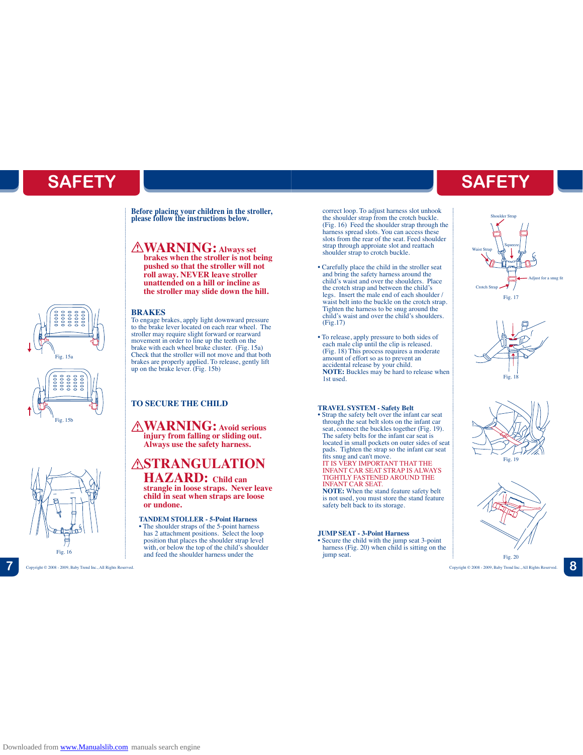# SAFETY

**Before placing your children in the stroller, please follow the instructions below.**

**⚠WARNING: Always set brakes when the stroller is not being pushed so that the stroller will not roll away. NEVER leave stroller unattended on a hill or incline as the stroller may slide down the hill.**

## BRAKES

To engage brakes, apply light downward pressure to the brake lever located on each rear wheel. The stroller may require slight forward or rearward movement in order to line up the teeth on the brake with each wheel brake cluster. (Fig. 15a) Check that the stroller will not move and that both brakes are properly applied. To release, gently lift up on the brake lever. (Fig. 15b)

Fig. 15a

Fig. 15b

## TO SECURE THE CHILD

**⚠WARNING: Avoid serious injury from falling or sliding out. Always use the safety harness.**

**⚠STRANGULATION HAZARD: Child can strangle in loose straps. Never leave child in seat when straps are loose or undone.**

### TANDEM STOLLER - 5-Point Harness

- The shoulder straps of the 5-point harness has 2 attachment positions. Select the loop position that places the shoulder strap level with, or below the top of the child's shoulder and feed the shoulder harness under the correct loop. To adjust harness slot unhook the shoulder strap from the crotch buckle. (Fig. 16) Feed the shoulder strap through the harness spread slots. You can access these slots from the rear of the seat. Feed shoulder strap through approiate slot and reattach shoulder strap to crotch buckle.

Fig. 16

- Carefully place the child in the stroller seat and bring the safety harness around the child's waist and over the shoulders. Place the crotch strap and between the child's legs. Insert the male end of each shoulder / waist belt into the buckle on the crotch strap. Tighten the harness to be snug around the child's waist and over the child's shoulders. (Fig.17)

Shoulder Strap, Squeeze, Waist Strap, Adjust for a snug fit, Crotch Strap

Fig. 17

- To release, apply pressure to both sides of each male clip until the clip is released. (Fig. 18) This process requires a moderate amount of effort so as to prevent an accidental release by your child.
  **NOTE:** Buckles may be hard to release when 1st used.

Fig. 18

### TRAVEL SYSTEM - Safety Belt

- Strap the safety belt over the infant car seat through the seat belt slots on the infant car seat, connect the buckles together (Fig. 19). The safety belts for the infant car seat is located in small pockets on outer sides of seat pads. Tighten the strap so the infant car seat fits snug and can't move.
  IT IS VERY IMPORTANT THAT THE INFANT CAR SEAT STRAP IS ALWAYS TIGHTLY FASTENED AROUND THE INFANT CAR SEAT.
  **NOTE:** When the stand feature safety belt is not used, you must store the stand feature safety belt back to its storage.

Fig. 19

### JUMP SEAT - 3-Point Harness

- Secure the child with the jump seat 3-point harness (Fig. 20) when child is sitting on the jump seat.

Fig. 20

Copyright © 2008 - 2009, Baby Trend Inc., All Rights Reserved.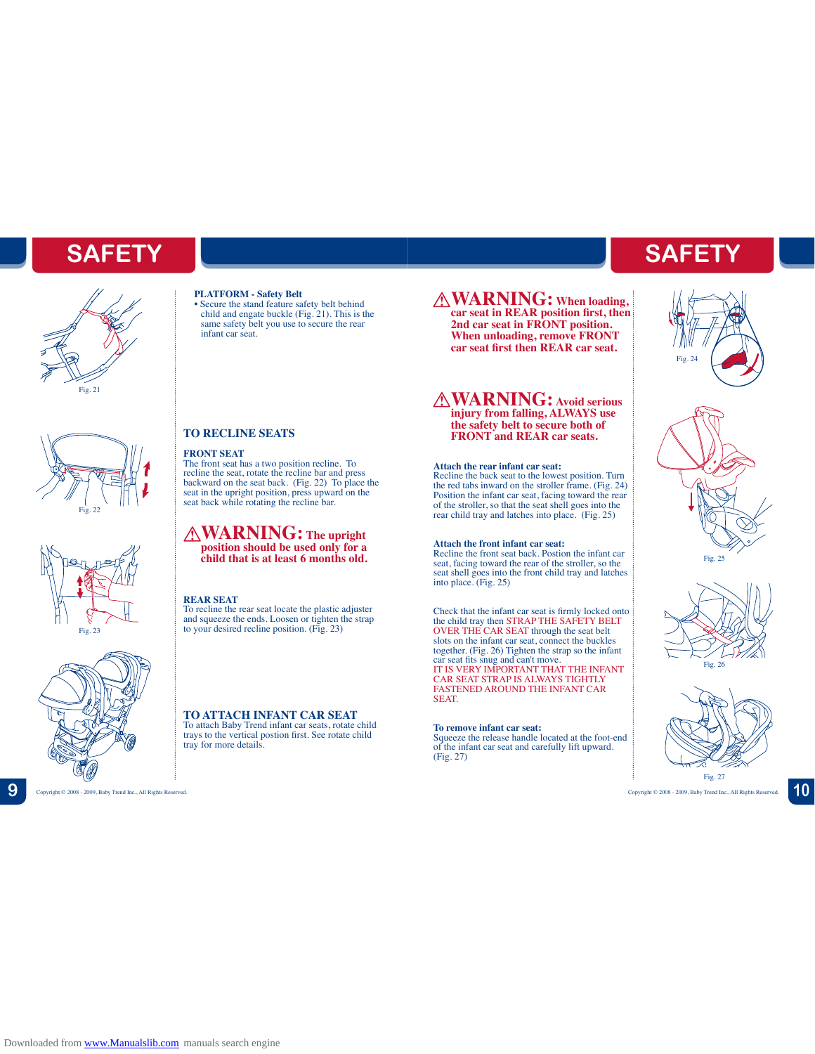# SAFETY

Fig. 21

**PLATFORM - Safety Belt**

- Secure the stand feature safety belt behind child and engate buckle (Fig. 21). This is the same safety belt you use to secure the rear infant car seat.

Fig. 22

## TO RECLINE SEATS

### FRONT SEAT

The front seat has a two position recline. To recline the seat, rotate the recline bar and press backward on the seat back. (Fig. 22) To place the seat in the upright position, press upward on the seat back while rotating the recline bar.

**⚠WARNING: The upright position should be used only for a child that is at least 6 months old.**

Fig. 23

### REAR SEAT

To recline the rear seat locate the plastic adjuster and squeeze the ends. Loosen or tighten the strap to your desired recline position. (Fig. 23)

## TO ATTACH INFANT CAR SEAT

To attach Baby Trend infant car seats, rotate child trays to the vertical postion first. See rotate child tray for more details.

**⚠WARNING: When loading, car seat in REAR position first, then 2nd car seat in FRONT position. When unloading, remove FRONT car seat first then REAR car seat.**

Fig. 24

**⚠WARNING: Avoid serious injury from falling, ALWAYS use the safety belt to secure both of FRONT and REAR car seats.**

**Attach the rear infant car seat:**
Recline the back seat to the lowest position. Turn the red tabs inward on the stroller frame. (Fig. 24) Position the infant car seat, facing toward the rear of the stroller, so that the seat shell goes into the rear child tray and latches into place. (Fig. 25)

Fig. 25

**Attach the front infant car seat:**
Recline the front seat back. Postion the infant car seat, facing toward the rear of the stroller, so the seat shell goes into the front child tray and latches into place. (Fig. 25)

Check that the infant car seat is firmly locked onto the child tray then STRAP THE SAFETY BELT OVER THE CAR SEAT through the seat belt slots on the infant car seat, connect the buckles together. (Fig. 26) Tighten the strap so the infant car seat fits snug and can't move.
IT IS VERY IMPORTANT THAT THE INFANT CAR SEAT STRAP IS ALWAYS TIGHTLY FASTENED AROUND THE INFANT CAR SEAT.

Fig. 26

**To remove infant car seat:**
Squeeze the release handle located at the foot-end of the infant car seat and carefully lift upward. (Fig. 27)

Fig. 27

Copyright © 2008 - 2009, Baby Trend Inc., All Rights Reserved.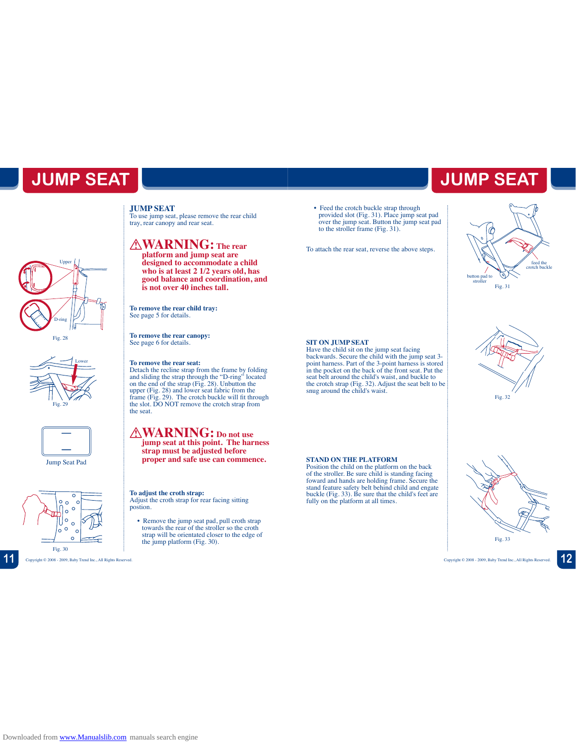# JUMP SEAT

Upper

D-ring

Fig. 28

Lower

Fig. 29

Jump Seat Pad

Fig. 30

## JUMP SEAT

To use jump seat, please remove the rear child tray, rear canopy and rear seat.

**⚠WARNING: The rear platform and jump seat are designed to accommodate a child who is at least 2 1/2 years old, has good balance and coordination, and is not over 40 inches tall.**

**To remove the rear child tray:**
See page 5 for details.

**To remove the rear canopy:**
See page 6 for details.

**To remove the rear seat:**
Detach the recline strap from the frame by folding and sliding the strap through the "D-ring" located on the end of the strap (Fig. 28). Unbutton the upper (Fig. 28) and lower seat fabric from the frame (Fig. 29). The crotch buckle will fit through the slot. DO NOT remove the crotch strap from the seat.

**⚠WARNING: Do not use jump seat at this point. The harness strap must be adjusted before proper and safe use can commence.**

**To adjust the croth strap:**
Adjust the croth strap for rear facing sitting postion.

- Remove the jump seat pad, pull croth strap towards the rear of the stroller so the croth strap will be orientated closer to the edge of the jump platform (Fig. 30).
- Feed the crotch buckle strap through provided slot (Fig. 31). Place jump seat pad over the jump seat. Button the jump seat pad to the stroller frame (Fig. 31).

To attach the rear seat, reverse the above steps.

feed the crotch buckle

button pad to stroller

Fig. 31

## SIT ON JUMP SEAT

Have the child sit on the jump seat facing backwards. Secure the child with the jump seat 3-point harness. Part of the 3-point harness is stored in the pocket on the back of the front seat. Put the seat belt around the child's waist, and buckle to the crotch strap (Fig. 32). Adjust the seat belt to be snug around the child's waist.

Fig. 32

## STAND ON THE PLATFORM

Position the child on the platform on the back of the stroller. Be sure child is standing facing foward and hands are holding frame. Secure the stand feature safety belt behind child and engage buckle (Fig. 33). Be sure that the child's feet are fully on the platform at all times.

Fig. 33

Copyright © 2008 - 2009, Baby Trend Inc., All Rights Reserved.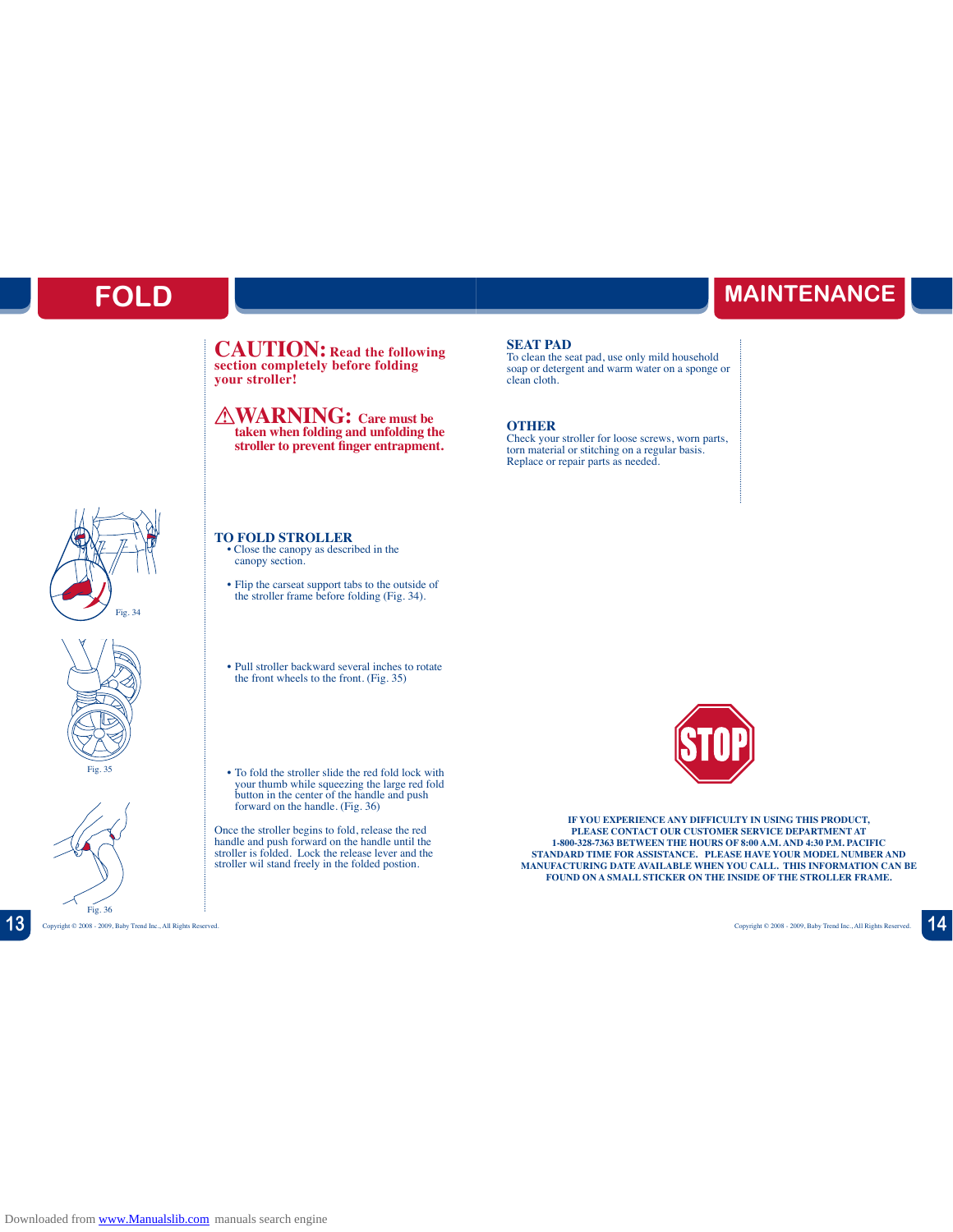# FOLD

**CAUTION: Read the following section completely before folding your stroller!**

**⚠WARNING: Care must be taken when folding and unfolding the stroller to prevent finger entrapment.**

Fig. 34

Fig. 35

Fig. 36

### TO FOLD STROLLER

- Close the canopy as described in the canopy section.
- Flip the carseat support tabs to the outside of the stroller frame before folding (Fig. 34).
- Pull stroller backward several inches to rotate the front wheels to the front. (Fig. 35)
- To fold the stroller slide the red fold lock with your thumb while squeezing the large red fold button in the center of the handle and push forward on the handle. (Fig. 36)

Once the stroller begins to fold, release the red handle and push forward on the handle until the stroller is folded. Lock the release lever and the stroller wil stand freely in the folded postion.

Copyright © 2008 - 2009, Baby Trend Inc., All Rights Reserved.

# MAINTENANCE

### SEAT PAD

To clean the seat pad, use only mild household soap or detergent and warm water on a sponge or clean cloth.

### OTHER

Check your stroller for loose screws, worn parts, torn material or stitching on a regular basis. Replace or repair parts as needed.

STOP

**IF YOU EXPERIENCE ANY DIFFICULTY IN USING THIS PRODUCT, PLEASE CONTACT OUR CUSTOMER SERVICE DEPARTMENT AT 1-800-328-7363 BETWEEN THE HOURS OF 8:00 A.M. AND 4:30 P.M. PACIFIC STANDARD TIME FOR ASSISTANCE. PLEASE HAVE YOUR MODEL NUMBER AND MANUFACTURING DATE AVAILABLE WHEN YOU CALL. THIS INFORMATION CAN BE FOUND ON A SMALL STICKER ON THE INSIDE OF THE STROLLER FRAME.**

Copyright © 2008 - 2009, Baby Trend Inc., All Rights Reserved.